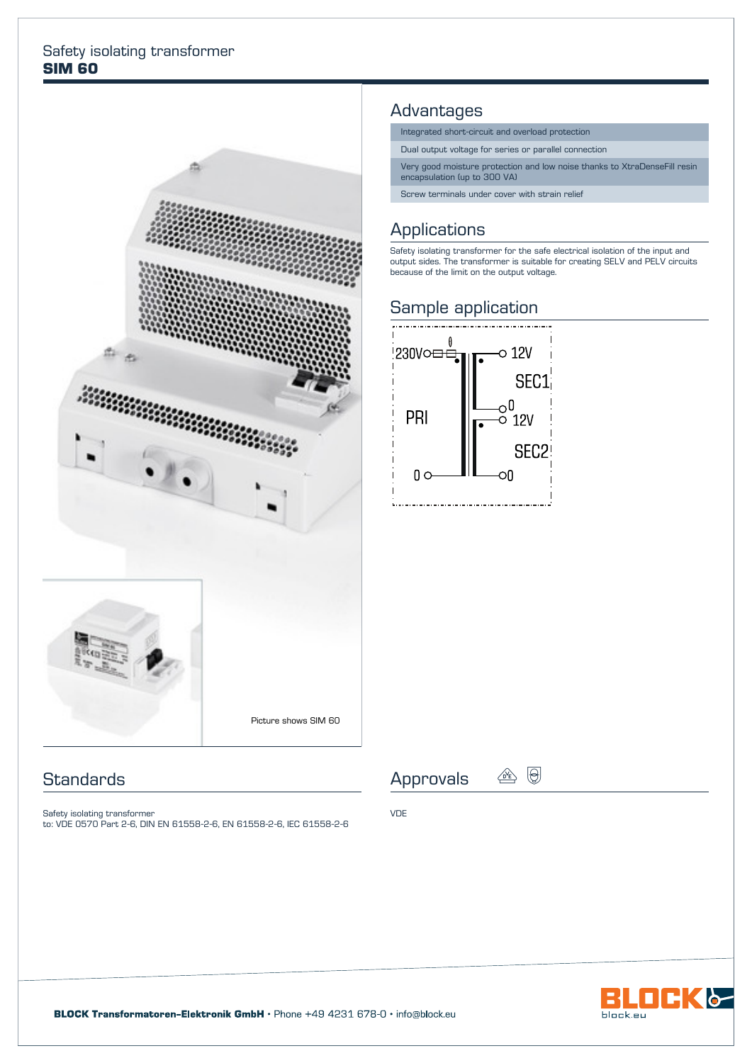# Safety isolating transformer
## SIM 60

Picture shows SIM 60

## Advantages

| |
|---|
| Integrated short-circuit and overload protection |
| Dual output voltage for series or parallel connection |
| Very good moisture protection and low noise thanks to XtraDenseFill resin encapsulation (up to 300 VA) |
| Screw terminals under cover with strain relief |

## Applications

Safety isolating transformer for the safe electrical isolation of the input and output sides. The transformer is suitable for creating SELV and PELV circuits because of the limit on the output voltage.

## Sample application

230V, PRI, 0, 12V, SEC1, 0, 12V, SEC2, 0

## Standards

Safety isolating transformer
to: VDE 0570 Part 2-6, DIN EN 61558-2-6, EN 61558-2-6, IEC 61558-2-6

## Approvals

VDE

**BLOCK Transformatoren-Elektronik GmbH** • Phone +49 4231 678-0 • info@block.eu

block.eu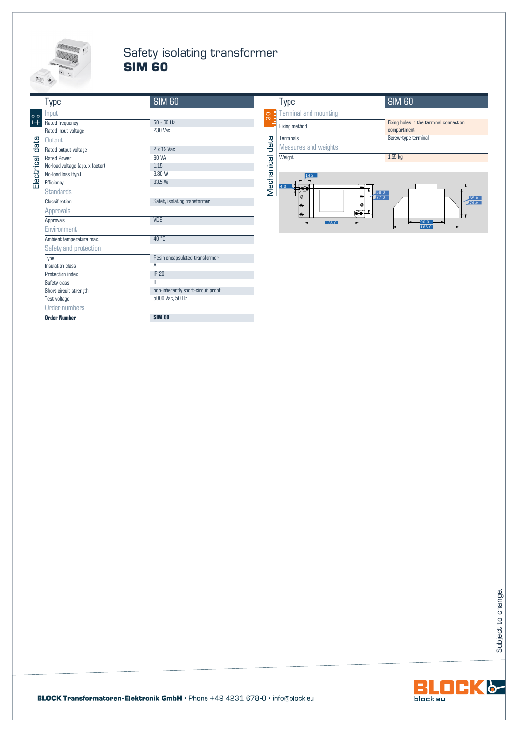# Safety isolating transformer
## SIM 60

## Electrical data

| Type | SIM 60 |
|---|---|
| **Input** | |
| Rated frequency | 50 - 60 Hz |
| Rated input voltage | 230 Vac |
| **Output** | |
| Rated output voltage | 2 x 12 Vac |
| Rated Power | 60 VA |
| No-load voltage (app. x factor) | 1.15 |
| No-load loss (typ.) | 3.30 W |
| Efficiency | 83.5 % |
| **Standards** | |
| Classification | Safety isolating transformer |
| **Approvals** | |
| Approvals | VDE |
| **Environment** | |
| Ambient temperature max. | 40 °C |
| **Safety and protection** | |
| Type | Resin encapsulated transformer |
| Insulation class | A |
| Protection index | IP 20 |
| Safety class | II |
| Short circuit strength | non-inherently short-circuit proof |
| Test voltage | 5000 Vac, 50 Hz |
| **Order numbers** | |
| **Order Number** | **SIM 60** |

## Mechanical data

| Type | SIM 60 |
|---|---|
| **Terminal and mounting** | |
| Fixing method | Fixing holes in the terminal connection compartment |
| Terminals | Screw-type terminal |
| **Measures and weights** | |
| Weight | 1.55 kg |

14.2
4.3
58.0
77.0
135.0
65.0
76.0
90.0
166.0

Subject to change.

**BLOCK Transformatoren-Elektronik GmbH** • Phone +49 4231 678-0 • info@block.eu

block.eu